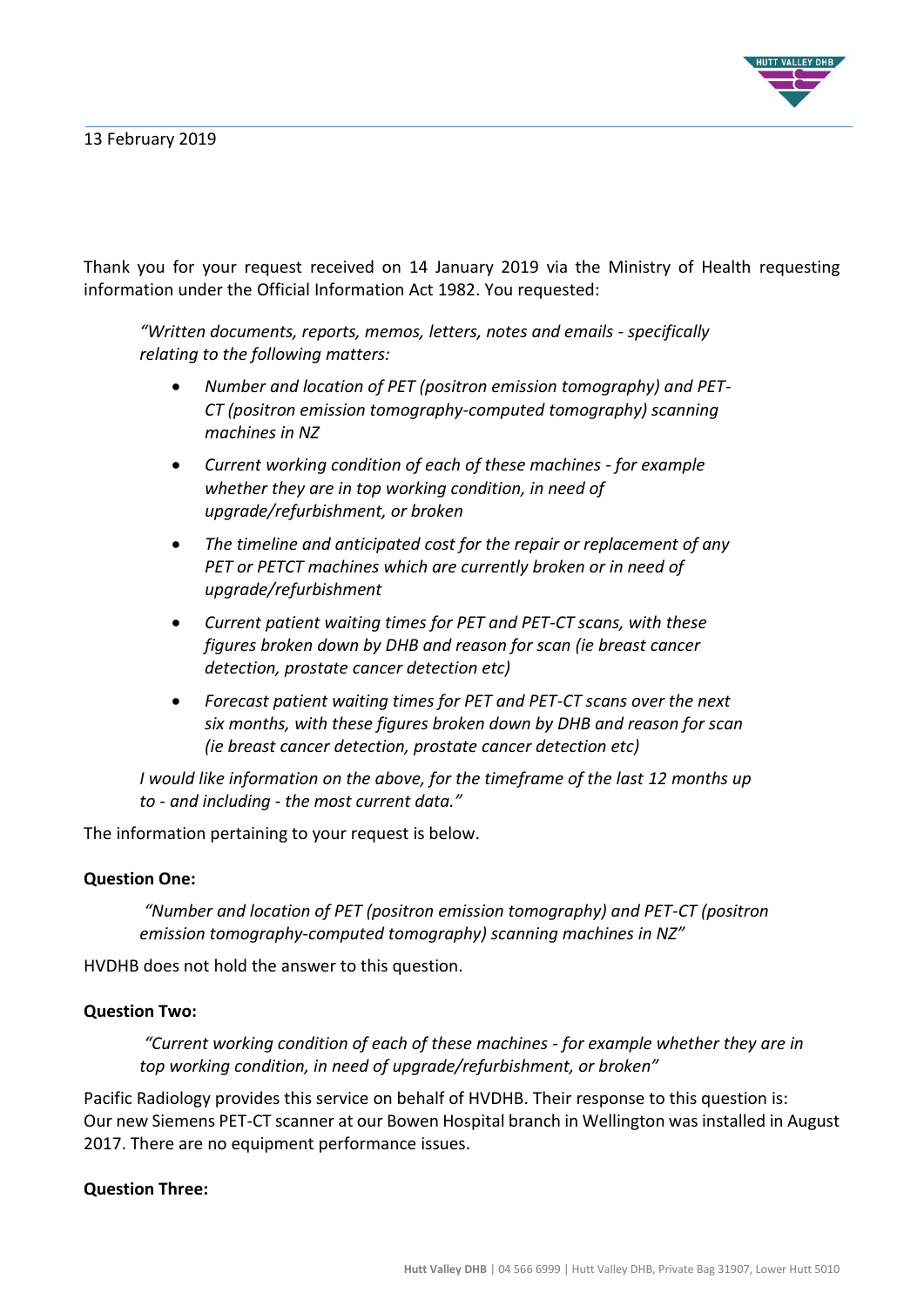13 February 2019

Thank you for your request received on 14 January 2019 via the Ministry of Health requesting information under the Official Information Act 1982. You requested:

> *"Written documents, reports, memos, letters, notes and emails - specifically relating to the following matters:*
>
> - *Number and location of PET (positron emission tomography) and PET-CT (positron emission tomography-computed tomography) scanning machines in NZ*
> - *Current working condition of each of these machines - for example whether they are in top working condition, in need of upgrade/refurbishment, or broken*
> - *The timeline and anticipated cost for the repair or replacement of any PET or PETCT machines which are currently broken or in need of upgrade/refurbishment*
> - *Current patient waiting times for PET and PET-CT scans, with these figures broken down by DHB and reason for scan (ie breast cancer detection, prostate cancer detection etc)*
> - *Forecast patient waiting times for PET and PET-CT scans over the next six months, with these figures broken down by DHB and reason for scan (ie breast cancer detection, prostate cancer detection etc)*
>
> *I would like information on the above, for the timeframe of the last 12 months up to - and including - the most current data."*

The information pertaining to your request is below.

**Question One:**

> *"Number and location of PET (positron emission tomography) and PET-CT (positron emission tomography-computed tomography) scanning machines in NZ"*

HVDHB does not hold the answer to this question.

**Question Two:**

> *"Current working condition of each of these machines - for example whether they are in top working condition, in need of upgrade/refurbishment, or broken"*

Pacific Radiology provides this service on behalf of HVDHB. Their response to this question is:
Our new Siemens PET-CT scanner at our Bowen Hospital branch in Wellington was installed in August 2017. There are no equipment performance issues.

**Question Three:**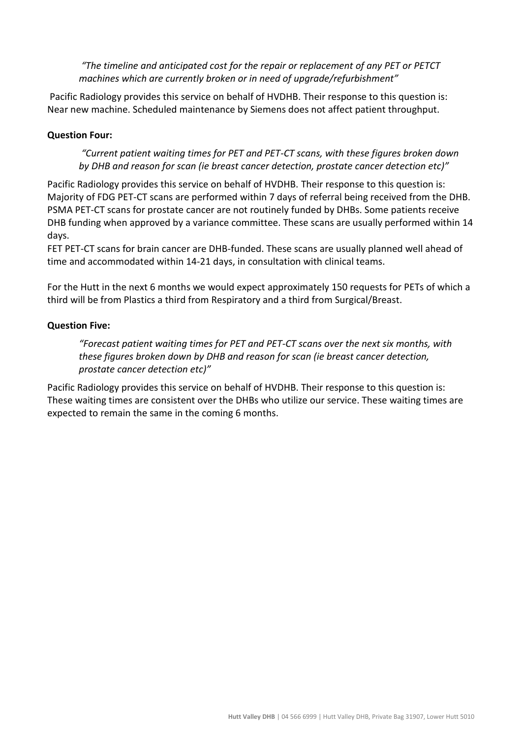*"The timeline and anticipated cost for the repair or replacement of any PET or PETCT machines which are currently broken or in need of upgrade/refurbishment"*

Pacific Radiology provides this service on behalf of HVDHB. Their response to this question is: Near new machine. Scheduled maintenance by Siemens does not affect patient throughput.

**Question Four:**

*"Current patient waiting times for PET and PET-CT scans, with these figures broken down by DHB and reason for scan (ie breast cancer detection, prostate cancer detection etc)"*

Pacific Radiology provides this service on behalf of HVDHB. Their response to this question is:
Majority of FDG PET-CT scans are performed within 7 days of referral being received from the DHB.
PSMA PET-CT scans for prostate cancer are not routinely funded by DHBs. Some patients receive DHB funding when approved by a variance committee. These scans are usually performed within 14 days.
FET PET-CT scans for brain cancer are DHB-funded. These scans are usually planned well ahead of time and accommodated within 14-21 days, in consultation with clinical teams.

For the Hutt in the next 6 months we would expect approximately 150 requests for PETs of which a third will be from Plastics a third from Respiratory and a third from Surgical/Breast.

**Question Five:**

*"Forecast patient waiting times for PET and PET-CT scans over the next six months, with these figures broken down by DHB and reason for scan (ie breast cancer detection, prostate cancer detection etc)"*

Pacific Radiology provides this service on behalf of HVDHB. Their response to this question is:
These waiting times are consistent over the DHBs who utilize our service. These waiting times are expected to remain the same in the coming 6 months.